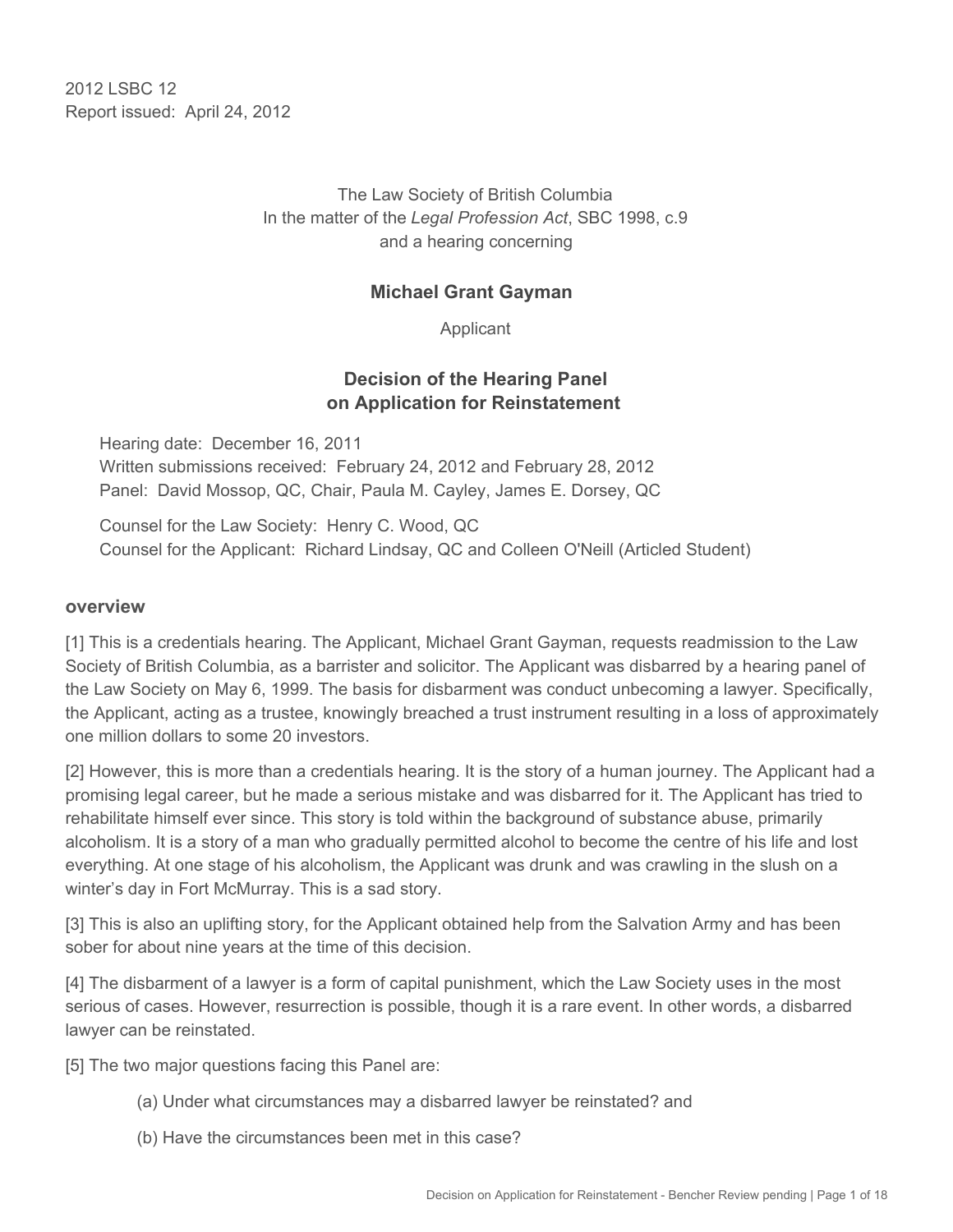2012 LSBC 12
Report issued: April 24, 2012

The Law Society of British Columbia
In the matter of the *Legal Profession Act*, SBC 1998, c.9
and a hearing concerning

**Michael Grant Gayman**

Applicant

**Decision of the Hearing Panel
on Application for Reinstatement**

Hearing date: December 16, 2011
Written submissions received: February 24, 2012 and February 28, 2012
Panel: David Mossop, QC, Chair, Paula M. Cayley, James E. Dorsey, QC

Counsel for the Law Society: Henry C. Wood, QC
Counsel for the Applicant: Richard Lindsay, QC and Colleen O'Neill (Articled Student)

## overview

[1] This is a credentials hearing. The Applicant, Michael Grant Gayman, requests readmission to the Law Society of British Columbia, as a barrister and solicitor. The Applicant was disbarred by a hearing panel of the Law Society on May 6, 1999. The basis for disbarment was conduct unbecoming a lawyer. Specifically, the Applicant, acting as a trustee, knowingly breached a trust instrument resulting in a loss of approximately one million dollars to some 20 investors.

[2] However, this is more than a credentials hearing. It is the story of a human journey. The Applicant had a promising legal career, but he made a serious mistake and was disbarred for it. The Applicant has tried to rehabilitate himself ever since. This story is told within the background of substance abuse, primarily alcoholism. It is a story of a man who gradually permitted alcohol to become the centre of his life and lost everything. At one stage of his alcoholism, the Applicant was drunk and was crawling in the slush on a winter's day in Fort McMurray. This is a sad story.

[3] This is also an uplifting story, for the Applicant obtained help from the Salvation Army and has been sober for about nine years at the time of this decision.

[4] The disbarment of a lawyer is a form of capital punishment, which the Law Society uses in the most serious of cases. However, resurrection is possible, though it is a rare event. In other words, a disbarred lawyer can be reinstated.

[5] The two major questions facing this Panel are:

(a) Under what circumstances may a disbarred lawyer be reinstated? and

(b) Have the circumstances been met in this case?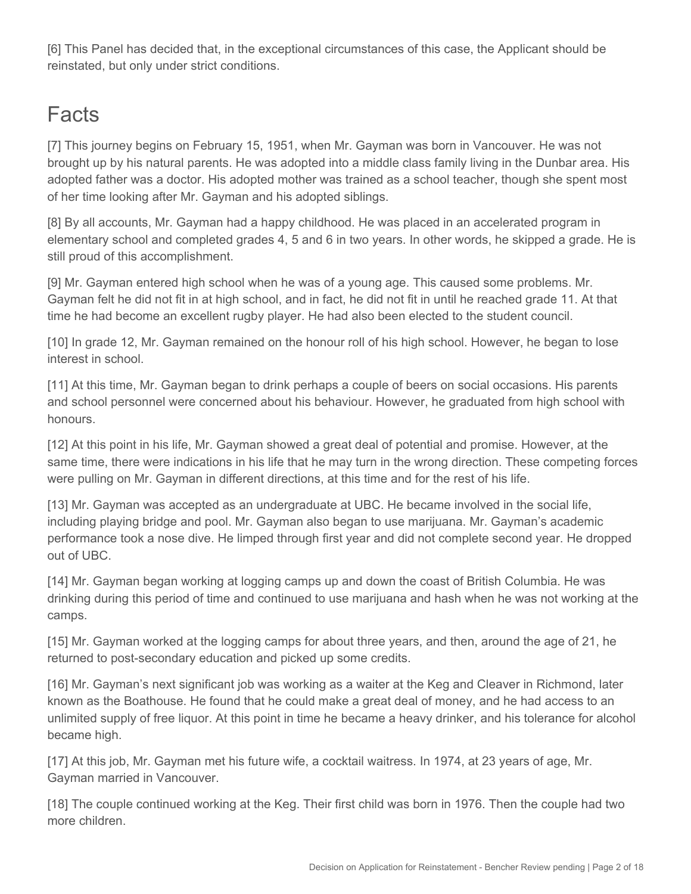[6] This Panel has decided that, in the exceptional circumstances of this case, the Applicant should be reinstated, but only under strict conditions.

## Facts

[7] This journey begins on February 15, 1951, when Mr. Gayman was born in Vancouver. He was not brought up by his natural parents. He was adopted into a middle class family living in the Dunbar area. His adopted father was a doctor. His adopted mother was trained as a school teacher, though she spent most of her time looking after Mr. Gayman and his adopted siblings.

[8] By all accounts, Mr. Gayman had a happy childhood. He was placed in an accelerated program in elementary school and completed grades 4, 5 and 6 in two years. In other words, he skipped a grade. He is still proud of this accomplishment.

[9] Mr. Gayman entered high school when he was of a young age. This caused some problems. Mr. Gayman felt he did not fit in at high school, and in fact, he did not fit in until he reached grade 11. At that time he had become an excellent rugby player. He had also been elected to the student council.

[10] In grade 12, Mr. Gayman remained on the honour roll of his high school. However, he began to lose interest in school.

[11] At this time, Mr. Gayman began to drink perhaps a couple of beers on social occasions. His parents and school personnel were concerned about his behaviour. However, he graduated from high school with honours.

[12] At this point in his life, Mr. Gayman showed a great deal of potential and promise. However, at the same time, there were indications in his life that he may turn in the wrong direction. These competing forces were pulling on Mr. Gayman in different directions, at this time and for the rest of his life.

[13] Mr. Gayman was accepted as an undergraduate at UBC. He became involved in the social life, including playing bridge and pool. Mr. Gayman also began to use marijuana. Mr. Gayman's academic performance took a nose dive. He limped through first year and did not complete second year. He dropped out of UBC.

[14] Mr. Gayman began working at logging camps up and down the coast of British Columbia. He was drinking during this period of time and continued to use marijuana and hash when he was not working at the camps.

[15] Mr. Gayman worked at the logging camps for about three years, and then, around the age of 21, he returned to post-secondary education and picked up some credits.

[16] Mr. Gayman's next significant job was working as a waiter at the Keg and Cleaver in Richmond, later known as the Boathouse. He found that he could make a great deal of money, and he had access to an unlimited supply of free liquor. At this point in time he became a heavy drinker, and his tolerance for alcohol became high.

[17] At this job, Mr. Gayman met his future wife, a cocktail waitress. In 1974, at 23 years of age, Mr. Gayman married in Vancouver.

[18] The couple continued working at the Keg. Their first child was born in 1976. Then the couple had two more children.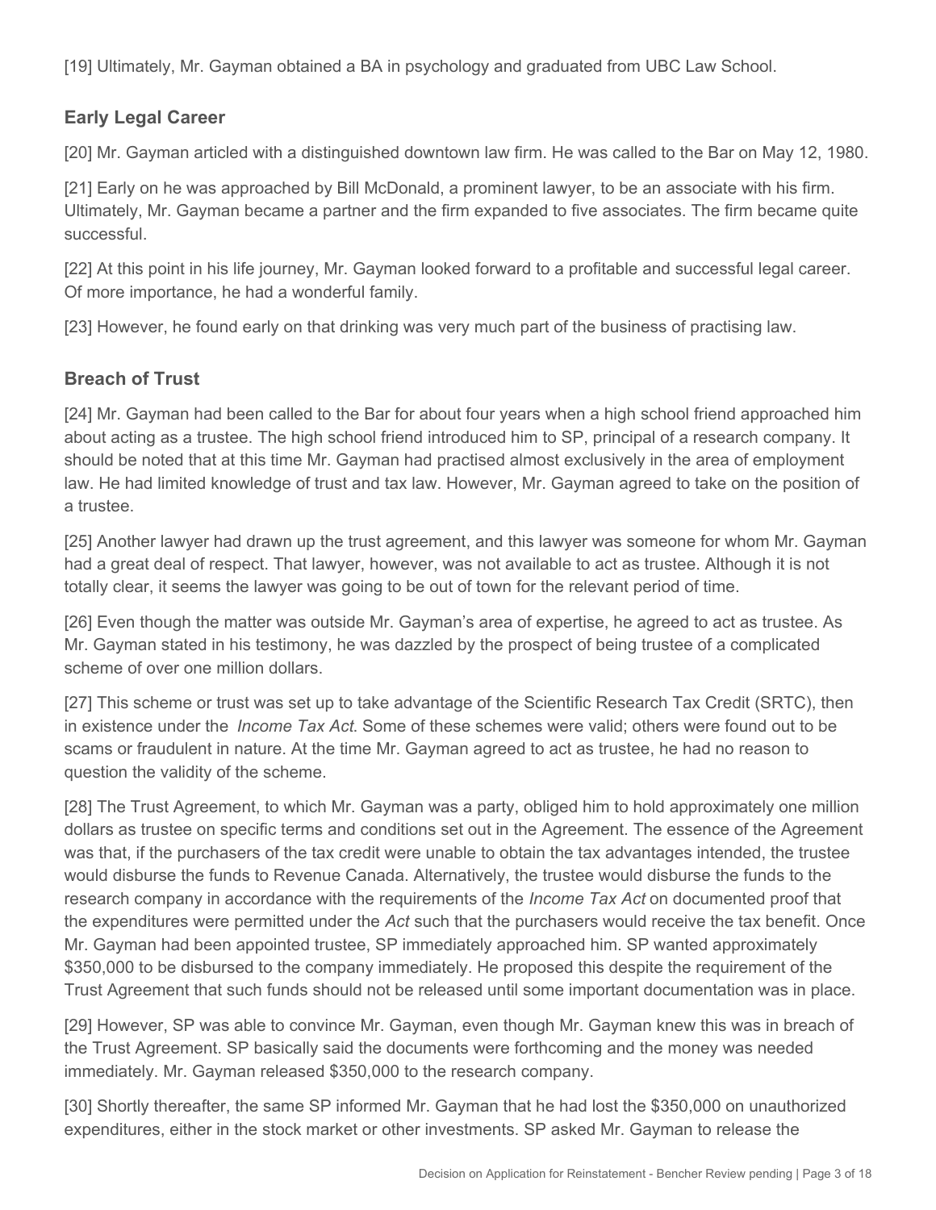[19] Ultimately, Mr. Gayman obtained a BA in psychology and graduated from UBC Law School.

## Early Legal Career

[20] Mr. Gayman articled with a distinguished downtown law firm. He was called to the Bar on May 12, 1980.

[21] Early on he was approached by Bill McDonald, a prominent lawyer, to be an associate with his firm. Ultimately, Mr. Gayman became a partner and the firm expanded to five associates. The firm became quite successful.

[22] At this point in his life journey, Mr. Gayman looked forward to a profitable and successful legal career. Of more importance, he had a wonderful family.

[23] However, he found early on that drinking was very much part of the business of practising law.

## Breach of Trust

[24] Mr. Gayman had been called to the Bar for about four years when a high school friend approached him about acting as a trustee. The high school friend introduced him to SP, principal of a research company. It should be noted that at this time Mr. Gayman had practised almost exclusively in the area of employment law. He had limited knowledge of trust and tax law. However, Mr. Gayman agreed to take on the position of a trustee.

[25] Another lawyer had drawn up the trust agreement, and this lawyer was someone for whom Mr. Gayman had a great deal of respect. That lawyer, however, was not available to act as trustee. Although it is not totally clear, it seems the lawyer was going to be out of town for the relevant period of time.

[26] Even though the matter was outside Mr. Gayman's area of expertise, he agreed to act as trustee. As Mr. Gayman stated in his testimony, he was dazzled by the prospect of being trustee of a complicated scheme of over one million dollars.

[27] This scheme or trust was set up to take advantage of the Scientific Research Tax Credit (SRTC), then in existence under the *Income Tax Act*. Some of these schemes were valid; others were found out to be scams or fraudulent in nature. At the time Mr. Gayman agreed to act as trustee, he had no reason to question the validity of the scheme.

[28] The Trust Agreement, to which Mr. Gayman was a party, obliged him to hold approximately one million dollars as trustee on specific terms and conditions set out in the Agreement. The essence of the Agreement was that, if the purchasers of the tax credit were unable to obtain the tax advantages intended, the trustee would disburse the funds to Revenue Canada. Alternatively, the trustee would disburse the funds to the research company in accordance with the requirements of the *Income Tax Act* on documented proof that the expenditures were permitted under the *Act* such that the purchasers would receive the tax benefit. Once Mr. Gayman had been appointed trustee, SP immediately approached him. SP wanted approximately $350,000 to be disbursed to the company immediately. He proposed this despite the requirement of the Trust Agreement that such funds should not be released until some important documentation was in place.

[29] However, SP was able to convince Mr. Gayman, even though Mr. Gayman knew this was in breach of the Trust Agreement. SP basically said the documents were forthcoming and the money was needed immediately. Mr. Gayman released $350,000 to the research company.

[30] Shortly thereafter, the same SP informed Mr. Gayman that he had lost the $350,000 on unauthorized expenditures, either in the stock market or other investments. SP asked Mr. Gayman to release the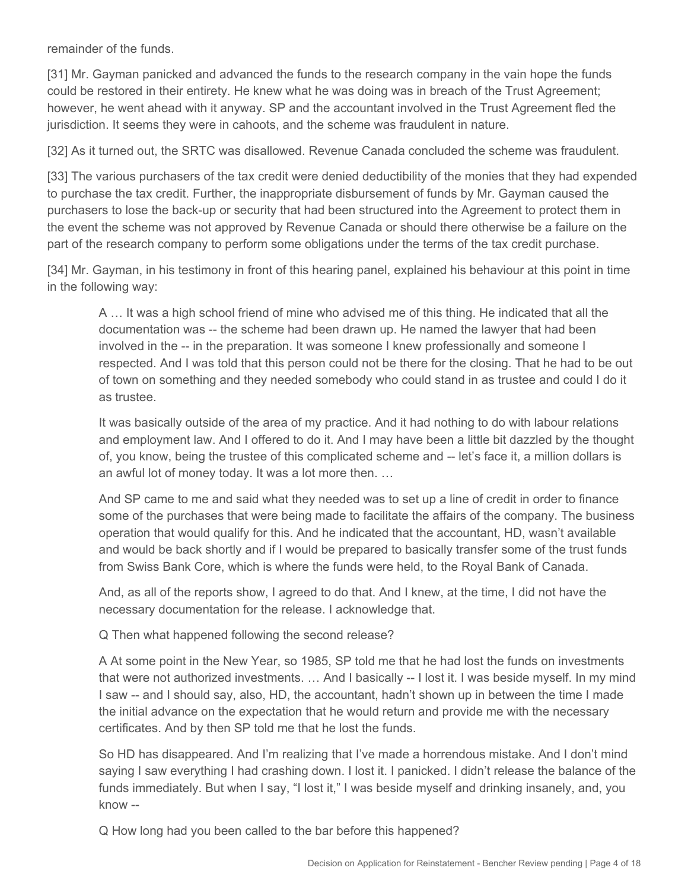remainder of the funds.

[31] Mr. Gayman panicked and advanced the funds to the research company in the vain hope the funds could be restored in their entirety. He knew what he was doing was in breach of the Trust Agreement; however, he went ahead with it anyway. SP and the accountant involved in the Trust Agreement fled the jurisdiction. It seems they were in cahoots, and the scheme was fraudulent in nature.

[32] As it turned out, the SRTC was disallowed. Revenue Canada concluded the scheme was fraudulent.

[33] The various purchasers of the tax credit were denied deductibility of the monies that they had expended to purchase the tax credit. Further, the inappropriate disbursement of funds by Mr. Gayman caused the purchasers to lose the back-up or security that had been structured into the Agreement to protect them in the event the scheme was not approved by Revenue Canada or should there otherwise be a failure on the part of the research company to perform some obligations under the terms of the tax credit purchase.

[34] Mr. Gayman, in his testimony in front of this hearing panel, explained his behaviour at this point in time in the following way:

> A … It was a high school friend of mine who advised me of this thing. He indicated that all the documentation was -- the scheme had been drawn up. He named the lawyer that had been involved in the -- in the preparation. It was someone I knew professionally and someone I respected. And I was told that this person could not be there for the closing. That he had to be out of town on something and they needed somebody who could stand in as trustee and could I do it as trustee.
>
> It was basically outside of the area of my practice. And it had nothing to do with labour relations and employment law. And I offered to do it. And I may have been a little bit dazzled by the thought of, you know, being the trustee of this complicated scheme and -- let's face it, a million dollars is an awful lot of money today. It was a lot more then. …
>
> And SP came to me and said what they needed was to set up a line of credit in order to finance some of the purchases that were being made to facilitate the affairs of the company. The business operation that would qualify for this. And he indicated that the accountant, HD, wasn't available and would be back shortly and if I would be prepared to basically transfer some of the trust funds from Swiss Bank Core, which is where the funds were held, to the Royal Bank of Canada.
>
> And, as all of the reports show, I agreed to do that. And I knew, at the time, I did not have the necessary documentation for the release. I acknowledge that.
>
> Q Then what happened following the second release?
>
> A At some point in the New Year, so 1985, SP told me that he had lost the funds on investments that were not authorized investments. … And I basically -- I lost it. I was beside myself. In my mind I saw -- and I should say, also, HD, the accountant, hadn't shown up in between the time I made the initial advance on the expectation that he would return and provide me with the necessary certificates. And by then SP told me that he lost the funds.
>
> So HD has disappeared. And I'm realizing that I've made a horrendous mistake. And I don't mind saying I saw everything I had crashing down. I lost it. I panicked. I didn't release the balance of the funds immediately. But when I say, "I lost it," I was beside myself and drinking insanely, and, you know --
>
> Q How long had you been called to the bar before this happened?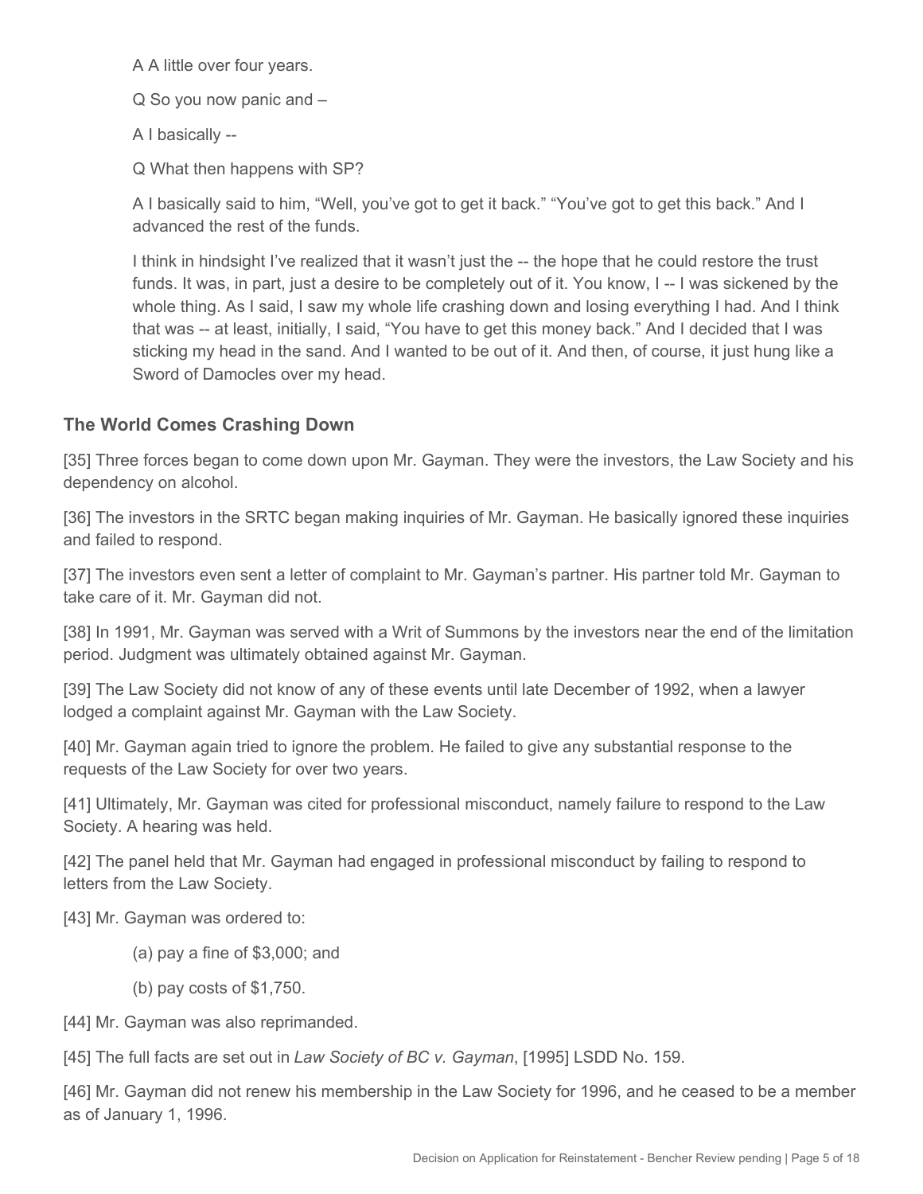A A little over four years.

Q So you now panic and –

A I basically --

Q What then happens with SP?

A I basically said to him, "Well, you've got to get it back." "You've got to get this back." And I advanced the rest of the funds.

I think in hindsight I've realized that it wasn't just the -- the hope that he could restore the trust funds. It was, in part, just a desire to be completely out of it. You know, I -- I was sickened by the whole thing. As I said, I saw my whole life crashing down and losing everything I had. And I think that was -- at least, initially, I said, "You have to get this money back." And I decided that I was sticking my head in the sand. And I wanted to be out of it. And then, of course, it just hung like a Sword of Damocles over my head.

## The World Comes Crashing Down

[35] Three forces began to come down upon Mr. Gayman. They were the investors, the Law Society and his dependency on alcohol.

[36] The investors in the SRTC began making inquiries of Mr. Gayman. He basically ignored these inquiries and failed to respond.

[37] The investors even sent a letter of complaint to Mr. Gayman's partner. His partner told Mr. Gayman to take care of it. Mr. Gayman did not.

[38] In 1991, Mr. Gayman was served with a Writ of Summons by the investors near the end of the limitation period. Judgment was ultimately obtained against Mr. Gayman.

[39] The Law Society did not know of any of these events until late December of 1992, when a lawyer lodged a complaint against Mr. Gayman with the Law Society.

[40] Mr. Gayman again tried to ignore the problem. He failed to give any substantial response to the requests of the Law Society for over two years.

[41] Ultimately, Mr. Gayman was cited for professional misconduct, namely failure to respond to the Law Society. A hearing was held.

[42] The panel held that Mr. Gayman had engaged in professional misconduct by failing to respond to letters from the Law Society.

[43] Mr. Gayman was ordered to:

(a) pay a fine of $3,000; and

(b) pay costs of $1,750.

[44] Mr. Gayman was also reprimanded.

[45] The full facts are set out in *Law Society of BC v. Gayman*, [1995] LSDD No. 159.

[46] Mr. Gayman did not renew his membership in the Law Society for 1996, and he ceased to be a member as of January 1, 1996.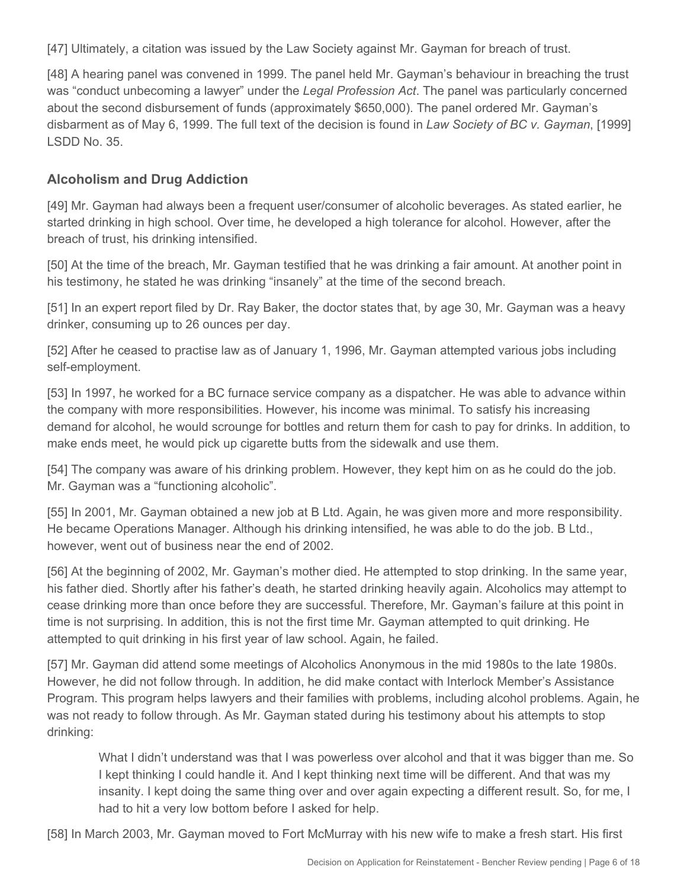[47] Ultimately, a citation was issued by the Law Society against Mr. Gayman for breach of trust.

[48] A hearing panel was convened in 1999. The panel held Mr. Gayman's behaviour in breaching the trust was "conduct unbecoming a lawyer" under the *Legal Profession Act*. The panel was particularly concerned about the second disbursement of funds (approximately $650,000). The panel ordered Mr. Gayman's disbarment as of May 6, 1999. The full text of the decision is found in *Law Society of BC v. Gayman*, [1999] LSDD No. 35.

### Alcoholism and Drug Addiction

[49] Mr. Gayman had always been a frequent user/consumer of alcoholic beverages. As stated earlier, he started drinking in high school. Over time, he developed a high tolerance for alcohol. However, after the breach of trust, his drinking intensified.

[50] At the time of the breach, Mr. Gayman testified that he was drinking a fair amount. At another point in his testimony, he stated he was drinking "insanely" at the time of the second breach.

[51] In an expert report filed by Dr. Ray Baker, the doctor states that, by age 30, Mr. Gayman was a heavy drinker, consuming up to 26 ounces per day.

[52] After he ceased to practise law as of January 1, 1996, Mr. Gayman attempted various jobs including self-employment.

[53] In 1997, he worked for a BC furnace service company as a dispatcher. He was able to advance within the company with more responsibilities. However, his income was minimal. To satisfy his increasing demand for alcohol, he would scrounge for bottles and return them for cash to pay for drinks. In addition, to make ends meet, he would pick up cigarette butts from the sidewalk and use them.

[54] The company was aware of his drinking problem. However, they kept him on as he could do the job. Mr. Gayman was a "functioning alcoholic".

[55] In 2001, Mr. Gayman obtained a new job at B Ltd. Again, he was given more and more responsibility. He became Operations Manager. Although his drinking intensified, he was able to do the job. B Ltd., however, went out of business near the end of 2002.

[56] At the beginning of 2002, Mr. Gayman's mother died. He attempted to stop drinking. In the same year, his father died. Shortly after his father's death, he started drinking heavily again. Alcoholics may attempt to cease drinking more than once before they are successful. Therefore, Mr. Gayman's failure at this point in time is not surprising. In addition, this is not the first time Mr. Gayman attempted to quit drinking. He attempted to quit drinking in his first year of law school. Again, he failed.

[57] Mr. Gayman did attend some meetings of Alcoholics Anonymous in the mid 1980s to the late 1980s. However, he did not follow through. In addition, he did make contact with Interlock Member's Assistance Program. This program helps lawyers and their families with problems, including alcohol problems. Again, he was not ready to follow through. As Mr. Gayman stated during his testimony about his attempts to stop drinking:

> What I didn't understand was that I was powerless over alcohol and that it was bigger than me. So I kept thinking I could handle it. And I kept thinking next time will be different. And that was my insanity. I kept doing the same thing over and over again expecting a different result. So, for me, I had to hit a very low bottom before I asked for help.

[58] In March 2003, Mr. Gayman moved to Fort McMurray with his new wife to make a fresh start. His first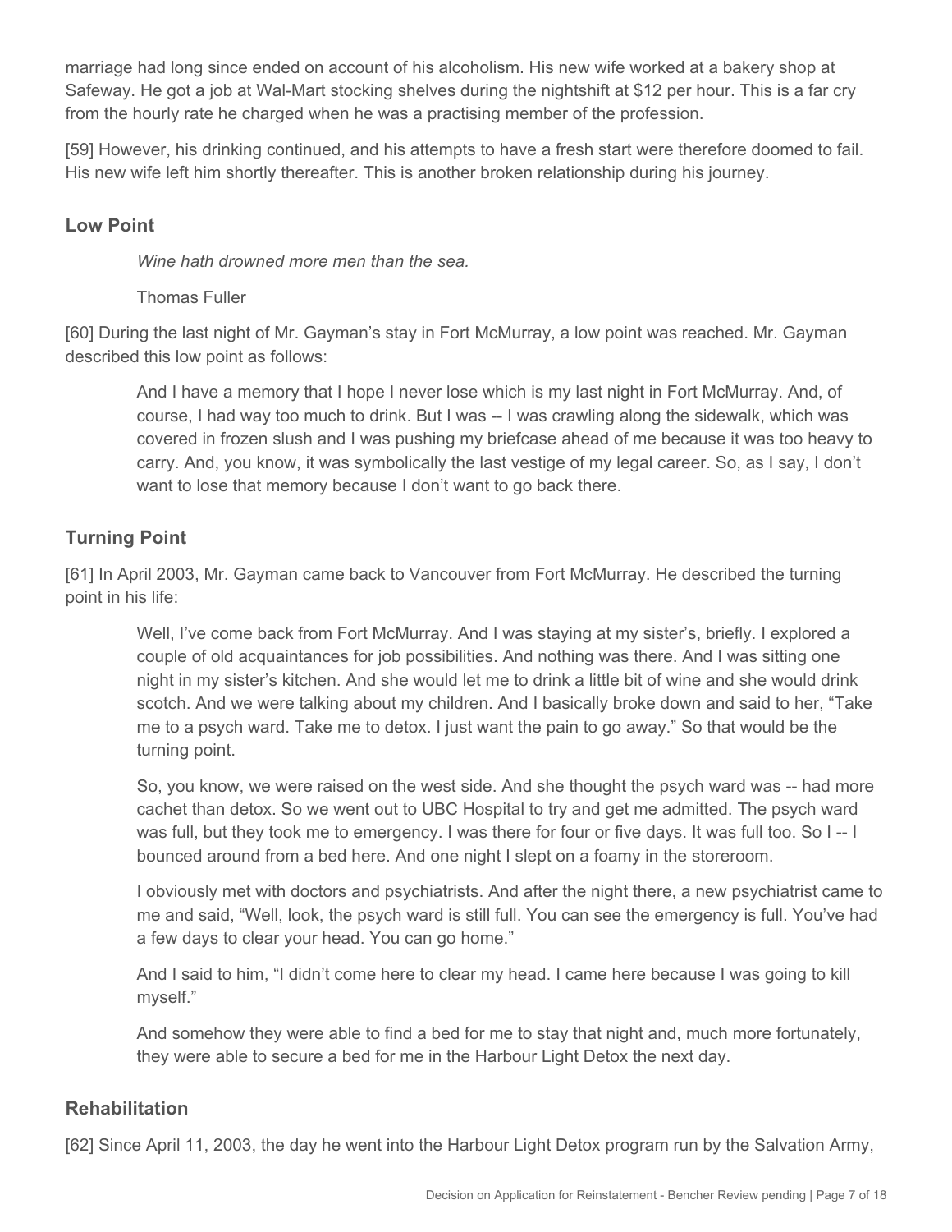marriage had long since ended on account of his alcoholism. His new wife worked at a bakery shop at Safeway. He got a job at Wal-Mart stocking shelves during the nightshift at $12 per hour. This is a far cry from the hourly rate he charged when he was a practising member of the profession.

[59] However, his drinking continued, and his attempts to have a fresh start were therefore doomed to fail. His new wife left him shortly thereafter. This is another broken relationship during his journey.

### Low Point

> *Wine hath drowned more men than the sea.*
>
> Thomas Fuller

[60] During the last night of Mr. Gayman's stay in Fort McMurray, a low point was reached. Mr. Gayman described this low point as follows:

> And I have a memory that I hope I never lose which is my last night in Fort McMurray. And, of course, I had way too much to drink. But I was -- I was crawling along the sidewalk, which was covered in frozen slush and I was pushing my briefcase ahead of me because it was too heavy to carry. And, you know, it was symbolically the last vestige of my legal career. So, as I say, I don't want to lose that memory because I don't want to go back there.

### Turning Point

[61] In April 2003, Mr. Gayman came back to Vancouver from Fort McMurray. He described the turning point in his life:

> Well, I've come back from Fort McMurray. And I was staying at my sister's, briefly. I explored a couple of old acquaintances for job possibilities. And nothing was there. And I was sitting one night in my sister's kitchen. And she would let me to drink a little bit of wine and she would drink scotch. And we were talking about my children. And I basically broke down and said to her, "Take me to a psych ward. Take me to detox. I just want the pain to go away." So that would be the turning point.
>
> So, you know, we were raised on the west side. And she thought the psych ward was -- had more cachet than detox. So we went out to UBC Hospital to try and get me admitted. The psych ward was full, but they took me to emergency. I was there for four or five days. It was full too. So I -- I bounced around from a bed here. And one night I slept on a foamy in the storeroom.
>
> I obviously met with doctors and psychiatrists. And after the night there, a new psychiatrist came to me and said, "Well, look, the psych ward is still full. You can see the emergency is full. You've had a few days to clear your head. You can go home."
>
> And I said to him, "I didn't come here to clear my head. I came here because I was going to kill myself."
>
> And somehow they were able to find a bed for me to stay that night and, much more fortunately, they were able to secure a bed for me in the Harbour Light Detox the next day.

### Rehabilitation

[62] Since April 11, 2003, the day he went into the Harbour Light Detox program run by the Salvation Army,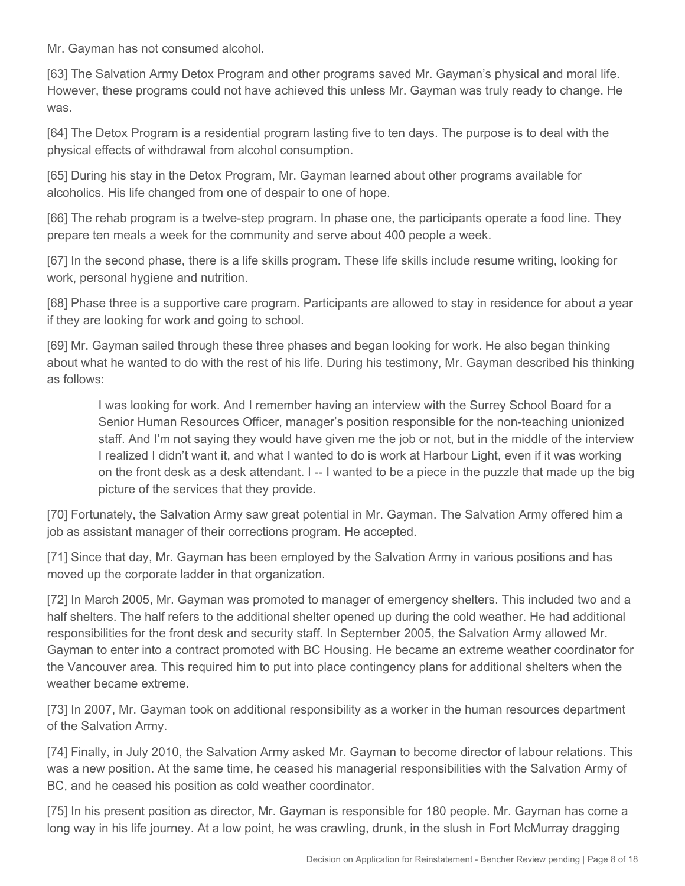Mr. Gayman has not consumed alcohol.

[63] The Salvation Army Detox Program and other programs saved Mr. Gayman's physical and moral life. However, these programs could not have achieved this unless Mr. Gayman was truly ready to change. He was.

[64] The Detox Program is a residential program lasting five to ten days. The purpose is to deal with the physical effects of withdrawal from alcohol consumption.

[65] During his stay in the Detox Program, Mr. Gayman learned about other programs available for alcoholics. His life changed from one of despair to one of hope.

[66] The rehab program is a twelve-step program. In phase one, the participants operate a food line. They prepare ten meals a week for the community and serve about 400 people a week.

[67] In the second phase, there is a life skills program. These life skills include resume writing, looking for work, personal hygiene and nutrition.

[68] Phase three is a supportive care program. Participants are allowed to stay in residence for about a year if they are looking for work and going to school.

[69] Mr. Gayman sailed through these three phases and began looking for work. He also began thinking about what he wanted to do with the rest of his life. During his testimony, Mr. Gayman described his thinking as follows:

> I was looking for work. And I remember having an interview with the Surrey School Board for a Senior Human Resources Officer, manager's position responsible for the non-teaching unionized staff. And I'm not saying they would have given me the job or not, but in the middle of the interview I realized I didn't want it, and what I wanted to do is work at Harbour Light, even if it was working on the front desk as a desk attendant. I -- I wanted to be a piece in the puzzle that made up the big picture of the services that they provide.

[70] Fortunately, the Salvation Army saw great potential in Mr. Gayman. The Salvation Army offered him a job as assistant manager of their corrections program. He accepted.

[71] Since that day, Mr. Gayman has been employed by the Salvation Army in various positions and has moved up the corporate ladder in that organization.

[72] In March 2005, Mr. Gayman was promoted to manager of emergency shelters. This included two and a half shelters. The half refers to the additional shelter opened up during the cold weather. He had additional responsibilities for the front desk and security staff. In September 2005, the Salvation Army allowed Mr. Gayman to enter into a contract promoted with BC Housing. He became an extreme weather coordinator for the Vancouver area. This required him to put into place contingency plans for additional shelters when the weather became extreme.

[73] In 2007, Mr. Gayman took on additional responsibility as a worker in the human resources department of the Salvation Army.

[74] Finally, in July 2010, the Salvation Army asked Mr. Gayman to become director of labour relations. This was a new position. At the same time, he ceased his managerial responsibilities with the Salvation Army of BC, and he ceased his position as cold weather coordinator.

[75] In his present position as director, Mr. Gayman is responsible for 180 people. Mr. Gayman has come a long way in his life journey. At a low point, he was crawling, drunk, in the slush in Fort McMurray dragging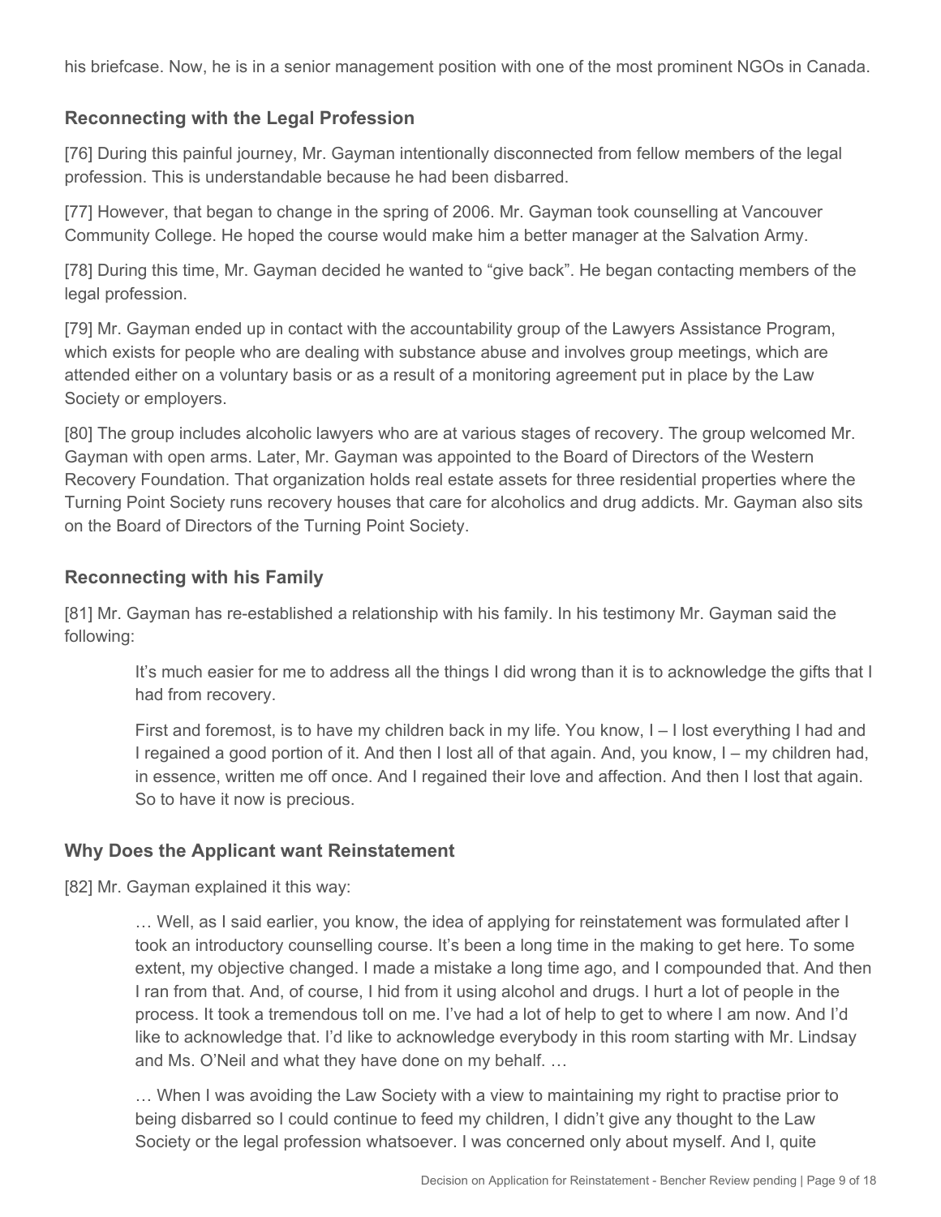his briefcase. Now, he is in a senior management position with one of the most prominent NGOs in Canada.

### Reconnecting with the Legal Profession

[76] During this painful journey, Mr. Gayman intentionally disconnected from fellow members of the legal profession. This is understandable because he had been disbarred.

[77] However, that began to change in the spring of 2006. Mr. Gayman took counselling at Vancouver Community College. He hoped the course would make him a better manager at the Salvation Army.

[78] During this time, Mr. Gayman decided he wanted to "give back". He began contacting members of the legal profession.

[79] Mr. Gayman ended up in contact with the accountability group of the Lawyers Assistance Program, which exists for people who are dealing with substance abuse and involves group meetings, which are attended either on a voluntary basis or as a result of a monitoring agreement put in place by the Law Society or employers.

[80] The group includes alcoholic lawyers who are at various stages of recovery. The group welcomed Mr. Gayman with open arms. Later, Mr. Gayman was appointed to the Board of Directors of the Western Recovery Foundation. That organization holds real estate assets for three residential properties where the Turning Point Society runs recovery houses that care for alcoholics and drug addicts. Mr. Gayman also sits on the Board of Directors of the Turning Point Society.

### Reconnecting with his Family

[81] Mr. Gayman has re-established a relationship with his family. In his testimony Mr. Gayman said the following:

> It's much easier for me to address all the things I did wrong than it is to acknowledge the gifts that I had from recovery.
>
> First and foremost, is to have my children back in my life. You know, I – I lost everything I had and I regained a good portion of it. And then I lost all of that again. And, you know, I – my children had, in essence, written me off once. And I regained their love and affection. And then I lost that again. So to have it now is precious.

### Why Does the Applicant want Reinstatement

[82] Mr. Gayman explained it this way:

> … Well, as I said earlier, you know, the idea of applying for reinstatement was formulated after I took an introductory counselling course. It's been a long time in the making to get here. To some extent, my objective changed. I made a mistake a long time ago, and I compounded that. And then I ran from that. And, of course, I hid from it using alcohol and drugs. I hurt a lot of people in the process. It took a tremendous toll on me. I've had a lot of help to get to where I am now. And I'd like to acknowledge that. I'd like to acknowledge everybody in this room starting with Mr. Lindsay and Ms. O'Neil and what they have done on my behalf. …
>
> … When I was avoiding the Law Society with a view to maintaining my right to practise prior to being disbarred so I could continue to feed my children, I didn't give any thought to the Law Society or the legal profession whatsoever. I was concerned only about myself. And I, quite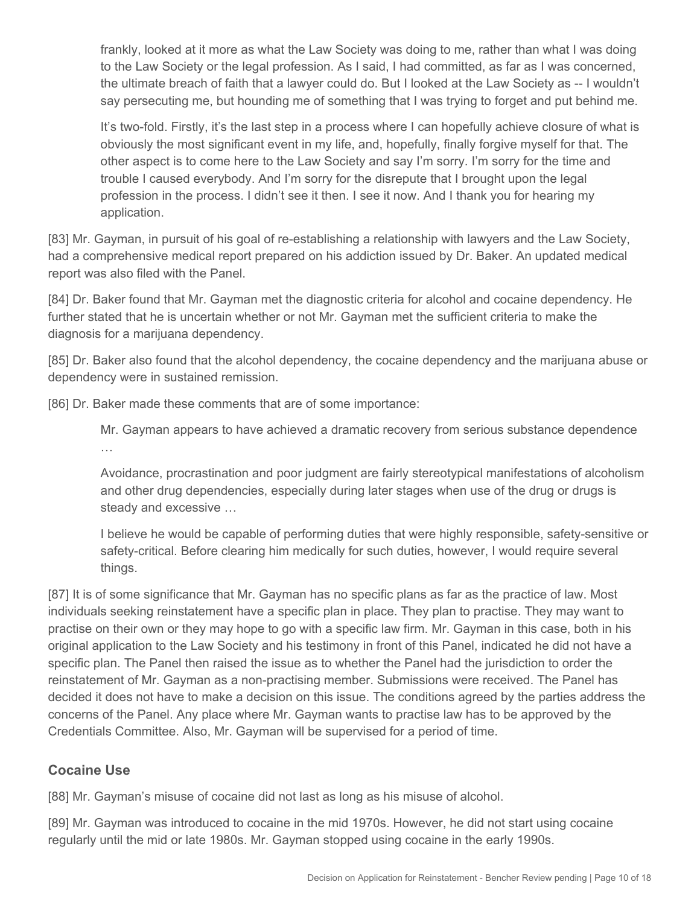> frankly, looked at it more as what the Law Society was doing to me, rather than what I was doing to the Law Society or the legal profession. As I said, I had committed, as far as I was concerned, the ultimate breach of faith that a lawyer could do. But I looked at the Law Society as -- I wouldn't say persecuting me, but hounding me of something that I was trying to forget and put behind me.
>
> It's two-fold. Firstly, it's the last step in a process where I can hopefully achieve closure of what is obviously the most significant event in my life, and, hopefully, finally forgive myself for that. The other aspect is to come here to the Law Society and say I'm sorry. I'm sorry for the time and trouble I caused everybody. And I'm sorry for the disrepute that I brought upon the legal profession in the process. I didn't see it then. I see it now. And I thank you for hearing my application.

[83] Mr. Gayman, in pursuit of his goal of re-establishing a relationship with lawyers and the Law Society, had a comprehensive medical report prepared on his addiction issued by Dr. Baker. An updated medical report was also filed with the Panel.

[84] Dr. Baker found that Mr. Gayman met the diagnostic criteria for alcohol and cocaine dependency. He further stated that he is uncertain whether or not Mr. Gayman met the sufficient criteria to make the diagnosis for a marijuana dependency.

[85] Dr. Baker also found that the alcohol dependency, the cocaine dependency and the marijuana abuse or dependency were in sustained remission.

[86] Dr. Baker made these comments that are of some importance:

> Mr. Gayman appears to have achieved a dramatic recovery from serious substance dependence …
>
> Avoidance, procrastination and poor judgment are fairly stereotypical manifestations of alcoholism and other drug dependencies, especially during later stages when use of the drug or drugs is steady and excessive …
>
> I believe he would be capable of performing duties that were highly responsible, safety-sensitive or safety-critical. Before clearing him medically for such duties, however, I would require several things.

[87] It is of some significance that Mr. Gayman has no specific plans as far as the practice of law. Most individuals seeking reinstatement have a specific plan in place. They plan to practise. They may want to practise on their own or they may hope to go with a specific law firm. Mr. Gayman in this case, both in his original application to the Law Society and his testimony in front of this Panel, indicated he did not have a specific plan. The Panel then raised the issue as to whether the Panel had the jurisdiction to order the reinstatement of Mr. Gayman as a non-practising member. Submissions were received. The Panel has decided it does not have to make a decision on this issue. The conditions agreed by the parties address the concerns of the Panel. Any place where Mr. Gayman wants to practise law has to be approved by the Credentials Committee. Also, Mr. Gayman will be supervised for a period of time.

## Cocaine Use

[88] Mr. Gayman's misuse of cocaine did not last as long as his misuse of alcohol.

[89] Mr. Gayman was introduced to cocaine in the mid 1970s. However, he did not start using cocaine regularly until the mid or late 1980s. Mr. Gayman stopped using cocaine in the early 1990s.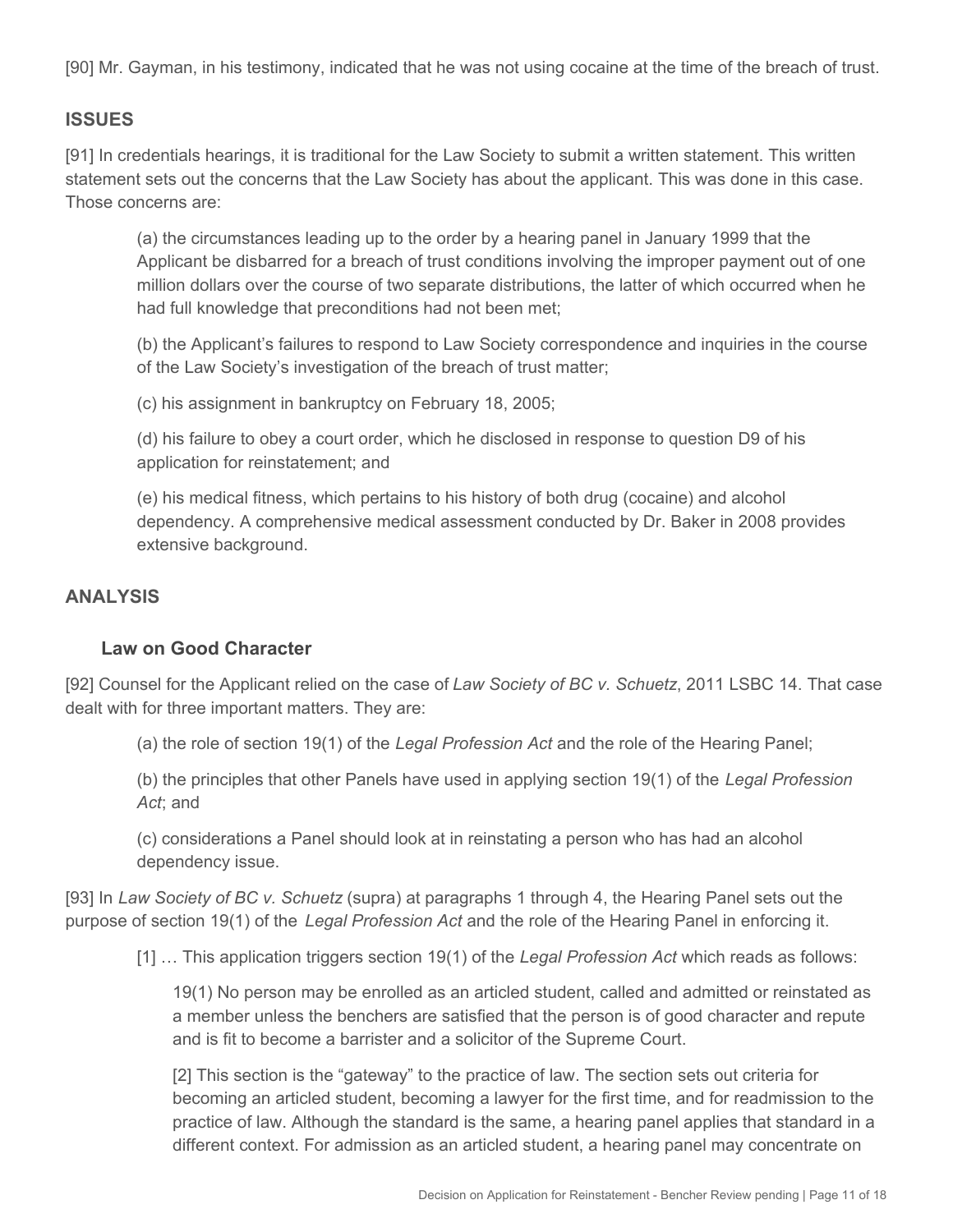[90] Mr. Gayman, in his testimony, indicated that he was not using cocaine at the time of the breach of trust.

## ISSUES

[91] In credentials hearings, it is traditional for the Law Society to submit a written statement. This written statement sets out the concerns that the Law Society has about the applicant. This was done in this case. Those concerns are:

> (a) the circumstances leading up to the order by a hearing panel in January 1999 that the Applicant be disbarred for a breach of trust conditions involving the improper payment out of one million dollars over the course of two separate distributions, the latter of which occurred when he had full knowledge that preconditions had not been met;
>
> (b) the Applicant's failures to respond to Law Society correspondence and inquiries in the course of the Law Society's investigation of the breach of trust matter;
>
> (c) his assignment in bankruptcy on February 18, 2005;
>
> (d) his failure to obey a court order, which he disclosed in response to question D9 of his application for reinstatement; and
>
> (e) his medical fitness, which pertains to his history of both drug (cocaine) and alcohol dependency. A comprehensive medical assessment conducted by Dr. Baker in 2008 provides extensive background.

## ANALYSIS

### Law on Good Character

[92] Counsel for the Applicant relied on the case of *Law Society of BC v. Schuetz*, 2011 LSBC 14. That case dealt with for three important matters. They are:

> (a) the role of section 19(1) of the *Legal Profession Act* and the role of the Hearing Panel;
>
> (b) the principles that other Panels have used in applying section 19(1) of the *Legal Profession Act*; and
>
> (c) considerations a Panel should look at in reinstating a person who has had an alcohol dependency issue.

[93] In *Law Society of BC v. Schuetz* (supra) at paragraphs 1 through 4, the Hearing Panel sets out the purpose of section 19(1) of the *Legal Profession Act* and the role of the Hearing Panel in enforcing it.

> [1] … This application triggers section 19(1) of the *Legal Profession Act* which reads as follows:
>
> > 19(1) No person may be enrolled as an articled student, called and admitted or reinstated as a member unless the benchers are satisfied that the person is of good character and repute and is fit to become a barrister and a solicitor of the Supreme Court.
> >
> > [2] This section is the "gateway" to the practice of law. The section sets out criteria for becoming an articled student, becoming a lawyer for the first time, and for readmission to the practice of law. Although the standard is the same, a hearing panel applies that standard in a different context. For admission as an articled student, a hearing panel may concentrate on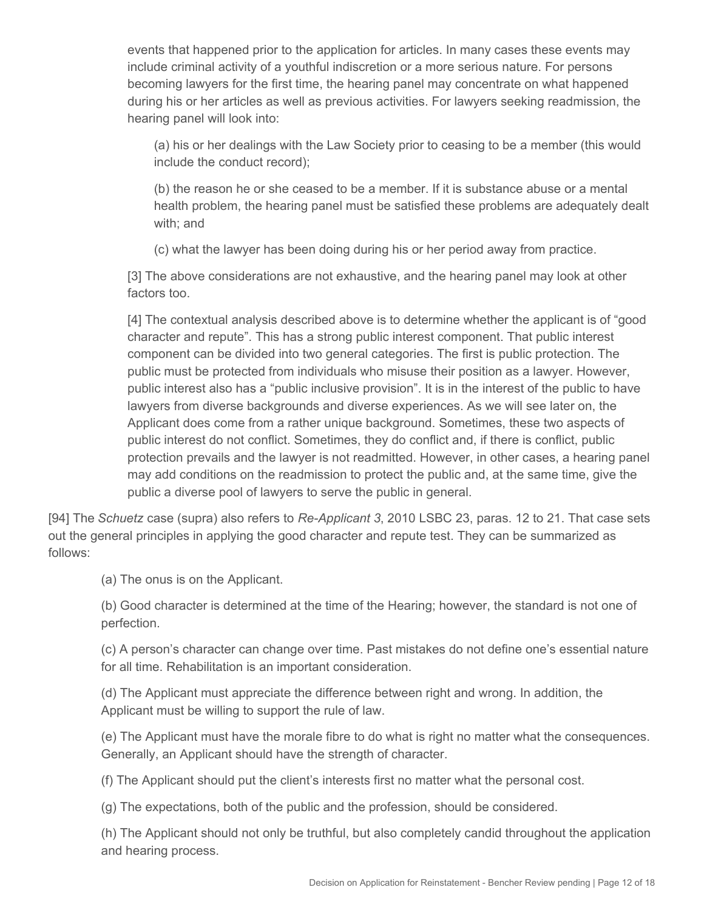> events that happened prior to the application for articles. In many cases these events may include criminal activity of a youthful indiscretion or a more serious nature. For persons becoming lawyers for the first time, the hearing panel may concentrate on what happened during his or her articles as well as previous activities. For lawyers seeking readmission, the hearing panel will look into:
>
> > (a) his or her dealings with the Law Society prior to ceasing to be a member (this would include the conduct record);
> >
> > (b) the reason he or she ceased to be a member. If it is substance abuse or a mental health problem, the hearing panel must be satisfied these problems are adequately dealt with; and
> >
> > (c) what the lawyer has been doing during his or her period away from practice.
>
> [3] The above considerations are not exhaustive, and the hearing panel may look at other factors too.
>
> [4] The contextual analysis described above is to determine whether the applicant is of "good character and repute". This has a strong public interest component. That public interest component can be divided into two general categories. The first is public protection. The public must be protected from individuals who misuse their position as a lawyer. However, public interest also has a "public inclusive provision". It is in the interest of the public to have lawyers from diverse backgrounds and diverse experiences. As we will see later on, the Applicant does come from a rather unique background. Sometimes, these two aspects of public interest do not conflict. Sometimes, they do conflict and, if there is conflict, public protection prevails and the lawyer is not readmitted. However, in other cases, a hearing panel may add conditions on the readmission to protect the public and, at the same time, give the public a diverse pool of lawyers to serve the public in general.

[94] The *Schuetz* case (supra) also refers to *Re-Applicant 3*, 2010 LSBC 23, paras. 12 to 21. That case sets out the general principles in applying the good character and repute test. They can be summarized as follows:

> (a) The onus is on the Applicant.
>
> (b) Good character is determined at the time of the Hearing; however, the standard is not one of perfection.
>
> (c) A person's character can change over time. Past mistakes do not define one's essential nature for all time. Rehabilitation is an important consideration.
>
> (d) The Applicant must appreciate the difference between right and wrong. In addition, the Applicant must be willing to support the rule of law.
>
> (e) The Applicant must have the morale fibre to do what is right no matter what the consequences. Generally, an Applicant should have the strength of character.
>
> (f) The Applicant should put the client's interests first no matter what the personal cost.
>
> (g) The expectations, both of the public and the profession, should be considered.
>
> (h) The Applicant should not only be truthful, but also completely candid throughout the application and hearing process.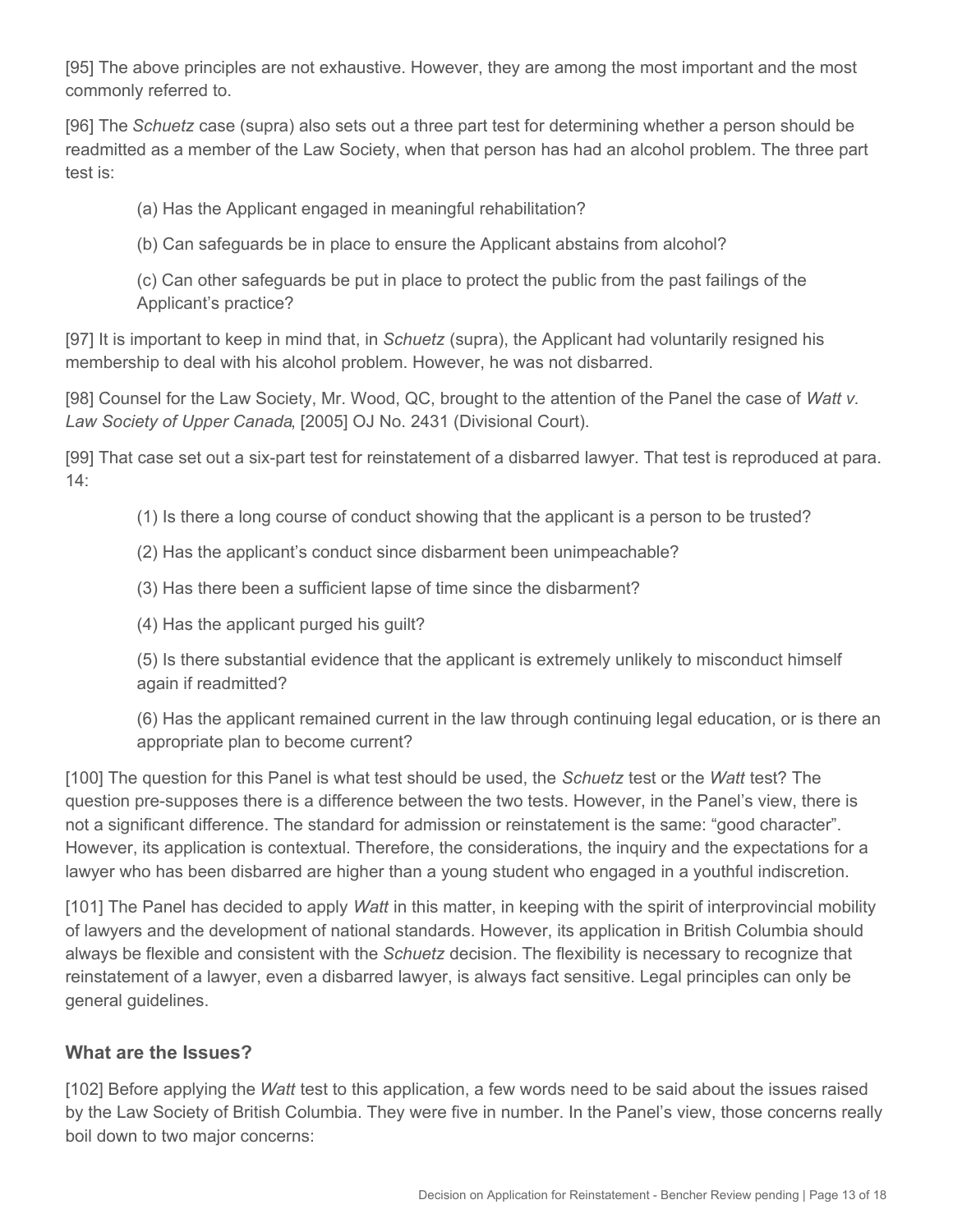[95] The above principles are not exhaustive. However, they are among the most important and the most commonly referred to.

[96] The *Schuetz* case (supra) also sets out a three part test for determining whether a person should be readmitted as a member of the Law Society, when that person has had an alcohol problem. The three part test is:

> (a) Has the Applicant engaged in meaningful rehabilitation?
>
> (b) Can safeguards be in place to ensure the Applicant abstains from alcohol?
>
> (c) Can other safeguards be put in place to protect the public from the past failings of the Applicant's practice?

[97] It is important to keep in mind that, in *Schuetz* (supra), the Applicant had voluntarily resigned his membership to deal with his alcohol problem. However, he was not disbarred.

[98] Counsel for the Law Society, Mr. Wood, QC, brought to the attention of the Panel the case of *Watt v. Law Society of Upper Canada*, [2005] OJ No. 2431 (Divisional Court).

[99] That case set out a six-part test for reinstatement of a disbarred lawyer. That test is reproduced at para. 14:

> (1) Is there a long course of conduct showing that the applicant is a person to be trusted?
>
> (2) Has the applicant's conduct since disbarment been unimpeachable?
>
> (3) Has there been a sufficient lapse of time since the disbarment?
>
> (4) Has the applicant purged his guilt?
>
> (5) Is there substantial evidence that the applicant is extremely unlikely to misconduct himself again if readmitted?
>
> (6) Has the applicant remained current in the law through continuing legal education, or is there an appropriate plan to become current?

[100] The question for this Panel is what test should be used, the *Schuetz* test or the *Watt* test? The question pre-supposes there is a difference between the two tests. However, in the Panel's view, there is not a significant difference. The standard for admission or reinstatement is the same: "good character". However, its application is contextual. Therefore, the considerations, the inquiry and the expectations for a lawyer who has been disbarred are higher than a young student who engaged in a youthful indiscretion.

[101] The Panel has decided to apply *Watt* in this matter, in keeping with the spirit of interprovincial mobility of lawyers and the development of national standards. However, its application in British Columbia should always be flexible and consistent with the *Schuetz* decision. The flexibility is necessary to recognize that reinstatement of a lawyer, even a disbarred lawyer, is always fact sensitive. Legal principles can only be general guidelines.

### What are the Issues?

[102] Before applying the *Watt* test to this application, a few words need to be said about the issues raised by the Law Society of British Columbia. They were five in number. In the Panel's view, those concerns really boil down to two major concerns: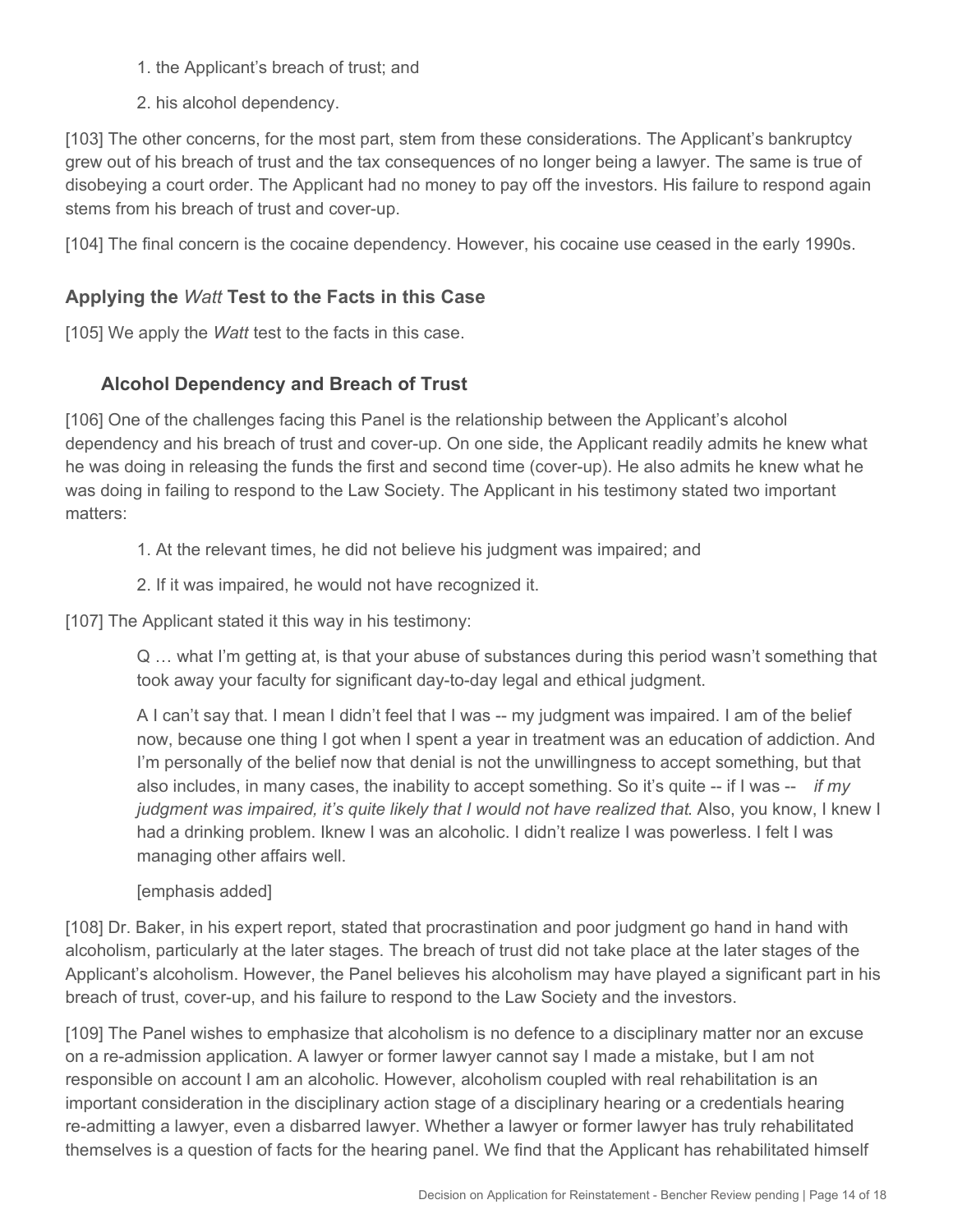1. the Applicant's breach of trust; and
2. his alcohol dependency.

[103] The other concerns, for the most part, stem from these considerations. The Applicant's bankruptcy grew out of his breach of trust and the tax consequences of no longer being a lawyer. The same is true of disobeying a court order. The Applicant had no money to pay off the investors. His failure to respond again stems from his breach of trust and cover-up.

[104] The final concern is the cocaine dependency. However, his cocaine use ceased in the early 1990s.

## Applying the *Watt* Test to the Facts in this Case

[105] We apply the *Watt* test to the facts in this case.

### Alcohol Dependency and Breach of Trust

[106] One of the challenges facing this Panel is the relationship between the Applicant's alcohol dependency and his breach of trust and cover-up. On one side, the Applicant readily admits he knew what he was doing in releasing the funds the first and second time (cover-up). He also admits he knew what he was doing in failing to respond to the Law Society. The Applicant in his testimony stated two important matters:

1. At the relevant times, he did not believe his judgment was impaired; and
2. If it was impaired, he would not have recognized it.

[107] The Applicant stated it this way in his testimony:

> Q … what I'm getting at, is that your abuse of substances during this period wasn't something that took away your faculty for significant day-to-day legal and ethical judgment.
>
> A I can't say that. I mean I didn't feel that I was -- my judgment was impaired. I am of the belief now, because one thing I got when I spent a year in treatment was an education of addiction. And I'm personally of the belief now that denial is not the unwillingness to accept something, but that also includes, in many cases, the inability to accept something. So it's quite -- if I was -- *if my judgment was impaired, it's quite likely that I would not have realized that*. Also, you know, I knew I had a drinking problem. Iknew I was an alcoholic. I didn't realize I was powerless. I felt I was managing other affairs well.
>
> [emphasis added]

[108] Dr. Baker, in his expert report, stated that procrastination and poor judgment go hand in hand with alcoholism, particularly at the later stages. The breach of trust did not take place at the later stages of the Applicant's alcoholism. However, the Panel believes his alcoholism may have played a significant part in his breach of trust, cover-up, and his failure to respond to the Law Society and the investors.

[109] The Panel wishes to emphasize that alcoholism is no defence to a disciplinary matter nor an excuse on a re-admission application. A lawyer or former lawyer cannot say I made a mistake, but I am not responsible on account I am an alcoholic. However, alcoholism coupled with real rehabilitation is an important consideration in the disciplinary action stage of a disciplinary hearing or a credentials hearing re-admitting a lawyer, even a disbarred lawyer. Whether a lawyer or former lawyer has truly rehabilitated themselves is a question of facts for the hearing panel. We find that the Applicant has rehabilitated himself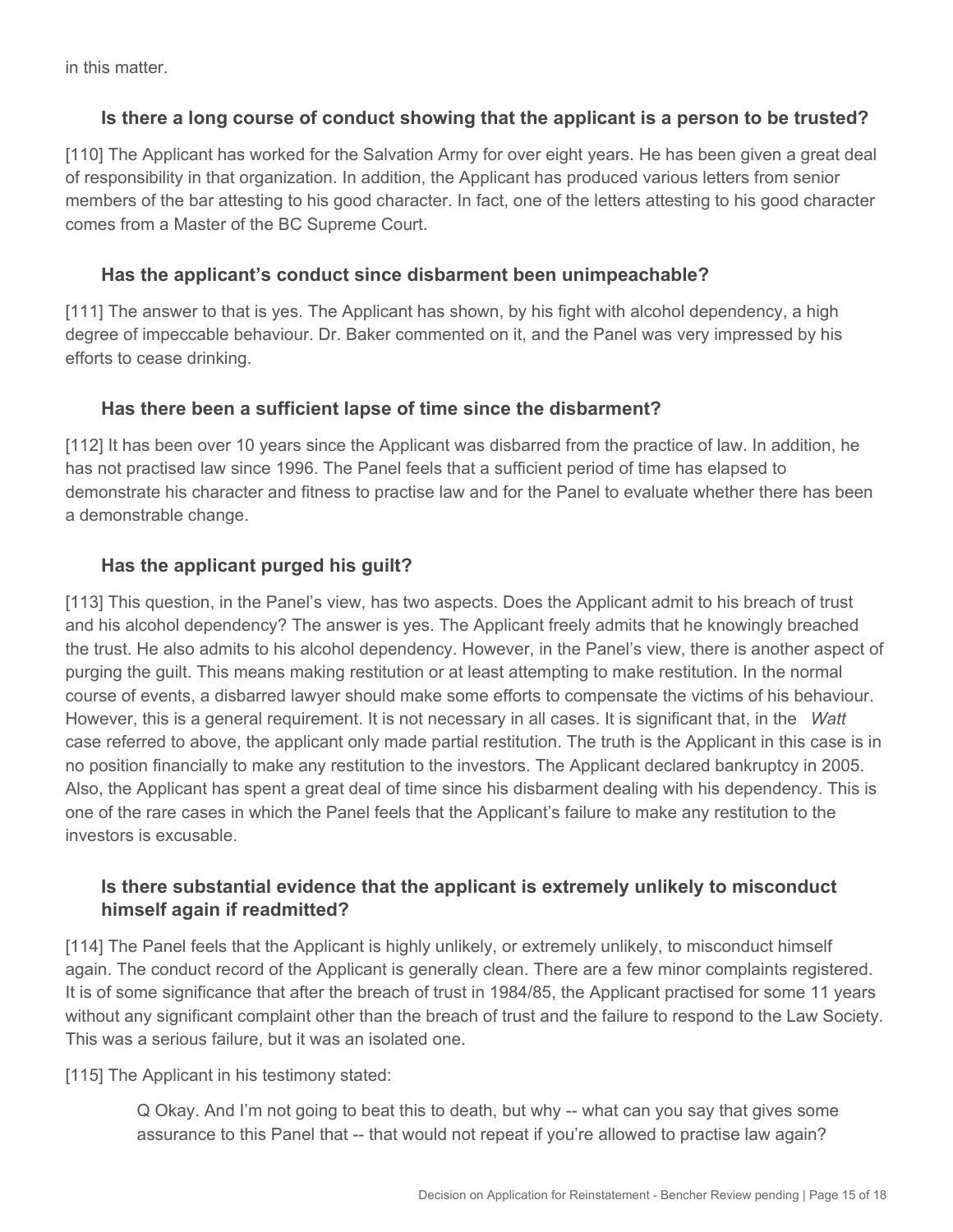in this matter.

### Is there a long course of conduct showing that the applicant is a person to be trusted?

[110] The Applicant has worked for the Salvation Army for over eight years. He has been given a great deal of responsibility in that organization. In addition, the Applicant has produced various letters from senior members of the bar attesting to his good character. In fact, one of the letters attesting to his good character comes from a Master of the BC Supreme Court.

### Has the applicant's conduct since disbarment been unimpeachable?

[111] The answer to that is yes. The Applicant has shown, by his fight with alcohol dependency, a high degree of impeccable behaviour. Dr. Baker commented on it, and the Panel was very impressed by his efforts to cease drinking.

### Has there been a sufficient lapse of time since the disbarment?

[112] It has been over 10 years since the Applicant was disbarred from the practice of law. In addition, he has not practised law since 1996. The Panel feels that a sufficient period of time has elapsed to demonstrate his character and fitness to practise law and for the Panel to evaluate whether there has been a demonstrable change.

### Has the applicant purged his guilt?

[113] This question, in the Panel's view, has two aspects. Does the Applicant admit to his breach of trust and his alcohol dependency? The answer is yes. The Applicant freely admits that he knowingly breached the trust. He also admits to his alcohol dependency. However, in the Panel's view, there is another aspect of purging the guilt. This means making restitution or at least attempting to make restitution. In the normal course of events, a disbarred lawyer should make some efforts to compensate the victims of his behaviour. However, this is a general requirement. It is not necessary in all cases. It is significant that, in the *Watt* case referred to above, the applicant only made partial restitution. The truth is the Applicant in this case is in no position financially to make any restitution to the investors. The Applicant declared bankruptcy in 2005. Also, the Applicant has spent a great deal of time since his disbarment dealing with his dependency. This is one of the rare cases in which the Panel feels that the Applicant's failure to make any restitution to the investors is excusable.

### Is there substantial evidence that the applicant is extremely unlikely to misconduct himself again if readmitted?

[114] The Panel feels that the Applicant is highly unlikely, or extremely unlikely, to misconduct himself again. The conduct record of the Applicant is generally clean. There are a few minor complaints registered. It is of some significance that after the breach of trust in 1984/85, the Applicant practised for some 11 years without any significant complaint other than the breach of trust and the failure to respond to the Law Society. This was a serious failure, but it was an isolated one.

[115] The Applicant in his testimony stated:

> Q Okay. And I'm not going to beat this to death, but why -- what can you say that gives some assurance to this Panel that -- that would not repeat if you're allowed to practise law again?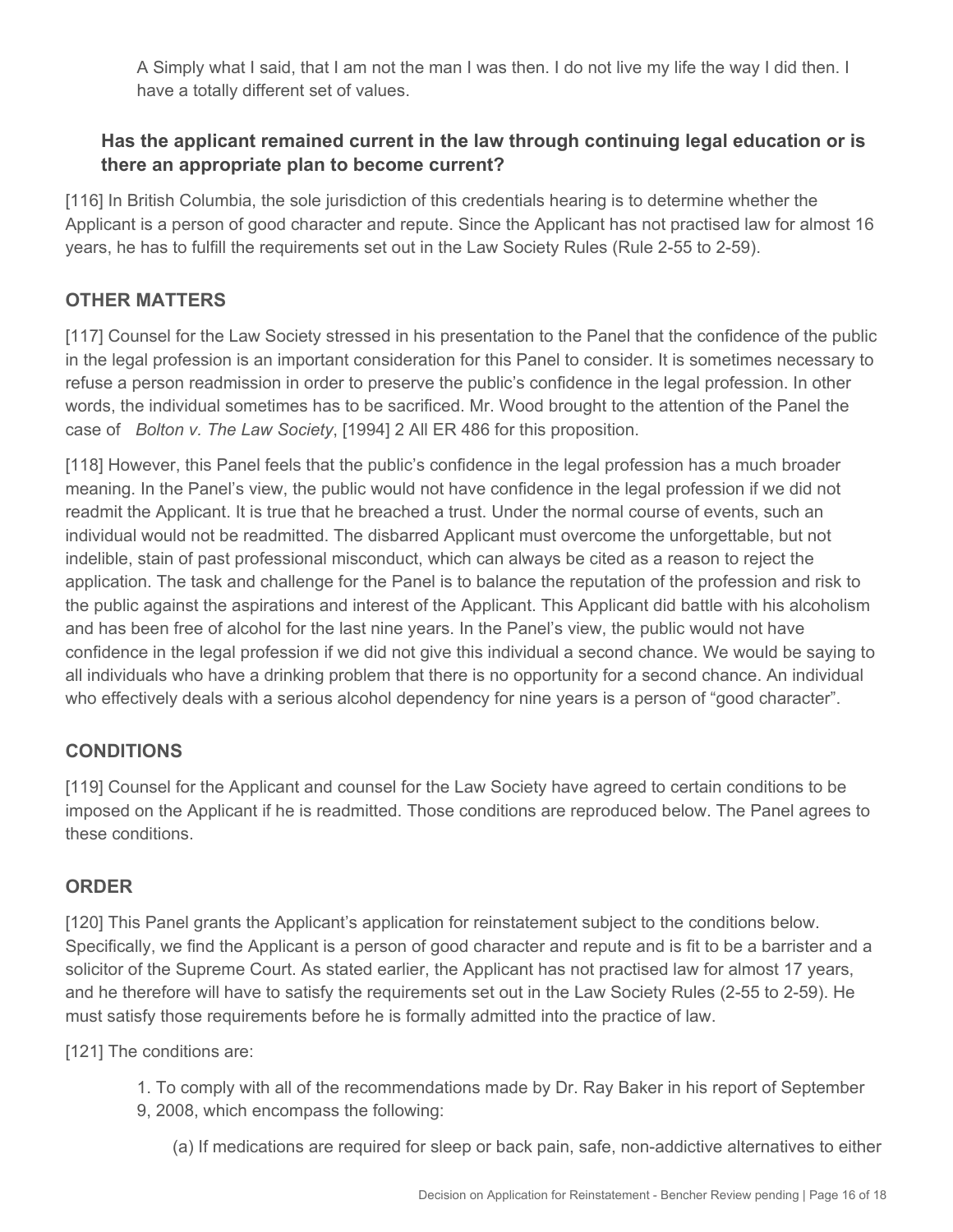A Simply what I said, that I am not the man I was then. I do not live my life the way I did then. I have a totally different set of values.

### Has the applicant remained current in the law through continuing legal education or is there an appropriate plan to become current?

[116] In British Columbia, the sole jurisdiction of this credentials hearing is to determine whether the Applicant is a person of good character and repute. Since the Applicant has not practised law for almost 16 years, he has to fulfill the requirements set out in the Law Society Rules (Rule 2-55 to 2-59).

## OTHER MATTERS

[117] Counsel for the Law Society stressed in his presentation to the Panel that the confidence of the public in the legal profession is an important consideration for this Panel to consider. It is sometimes necessary to refuse a person readmission in order to preserve the public's confidence in the legal profession. In other words, the individual sometimes has to be sacrificed. Mr. Wood brought to the attention of the Panel the case of *Bolton v. The Law Society*, [1994] 2 All ER 486 for this proposition.

[118] However, this Panel feels that the public's confidence in the legal profession has a much broader meaning. In the Panel's view, the public would not have confidence in the legal profession if we did not readmit the Applicant. It is true that he breached a trust. Under the normal course of events, such an individual would not be readmitted. The disbarred Applicant must overcome the unforgettable, but not indelible, stain of past professional misconduct, which can always be cited as a reason to reject the application. The task and challenge for the Panel is to balance the reputation of the profession and risk to the public against the aspirations and interest of the Applicant. This Applicant did battle with his alcoholism and has been free of alcohol for the last nine years. In the Panel's view, the public would not have confidence in the legal profession if we did not give this individual a second chance. We would be saying to all individuals who have a drinking problem that there is no opportunity for a second chance. An individual who effectively deals with a serious alcohol dependency for nine years is a person of "good character".

## CONDITIONS

[119] Counsel for the Applicant and counsel for the Law Society have agreed to certain conditions to be imposed on the Applicant if he is readmitted. Those conditions are reproduced below. The Panel agrees to these conditions.

## ORDER

[120] This Panel grants the Applicant's application for reinstatement subject to the conditions below. Specifically, we find the Applicant is a person of good character and repute and is fit to be a barrister and a solicitor of the Supreme Court. As stated earlier, the Applicant has not practised law for almost 17 years, and he therefore will have to satisfy the requirements set out in the Law Society Rules (2-55 to 2-59). He must satisfy those requirements before he is formally admitted into the practice of law.

[121] The conditions are:

1. To comply with all of the recommendations made by Dr. Ray Baker in his report of September 9, 2008, which encompass the following:

   (a) If medications are required for sleep or back pain, safe, non-addictive alternatives to either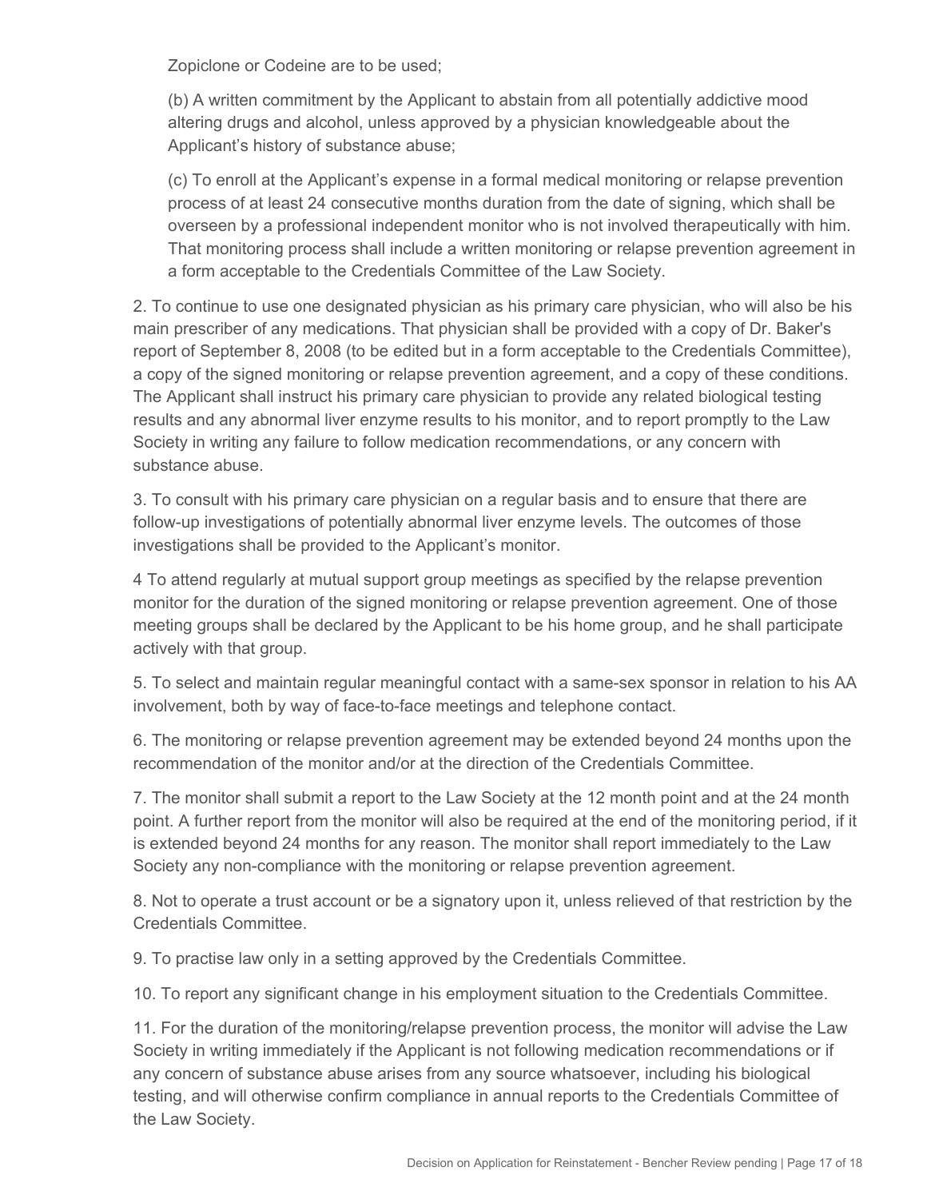Zopiclone or Codeine are to be used;

(b) A written commitment by the Applicant to abstain from all potentially addictive mood altering drugs and alcohol, unless approved by a physician knowledgeable about the Applicant's history of substance abuse;

(c) To enroll at the Applicant's expense in a formal medical monitoring or relapse prevention process of at least 24 consecutive months duration from the date of signing, which shall be overseen by a professional independent monitor who is not involved therapeutically with him. That monitoring process shall include a written monitoring or relapse prevention agreement in a form acceptable to the Credentials Committee of the Law Society.

2. To continue to use one designated physician as his primary care physician, who will also be his main prescriber of any medications. That physician shall be provided with a copy of Dr. Baker's report of September 8, 2008 (to be edited but in a form acceptable to the Credentials Committee), a copy of the signed monitoring or relapse prevention agreement, and a copy of these conditions. The Applicant shall instruct his primary care physician to provide any related biological testing results and any abnormal liver enzyme results to his monitor, and to report promptly to the Law Society in writing any failure to follow medication recommendations, or any concern with substance abuse.

3. To consult with his primary care physician on a regular basis and to ensure that there are follow-up investigations of potentially abnormal liver enzyme levels. The outcomes of those investigations shall be provided to the Applicant's monitor.

4 To attend regularly at mutual support group meetings as specified by the relapse prevention monitor for the duration of the signed monitoring or relapse prevention agreement. One of those meeting groups shall be declared by the Applicant to be his home group, and he shall participate actively with that group.

5. To select and maintain regular meaningful contact with a same-sex sponsor in relation to his AA involvement, both by way of face-to-face meetings and telephone contact.

6. The monitoring or relapse prevention agreement may be extended beyond 24 months upon the recommendation of the monitor and/or at the direction of the Credentials Committee.

7. The monitor shall submit a report to the Law Society at the 12 month point and at the 24 month point. A further report from the monitor will also be required at the end of the monitoring period, if it is extended beyond 24 months for any reason. The monitor shall report immediately to the Law Society any non-compliance with the monitoring or relapse prevention agreement.

8. Not to operate a trust account or be a signatory upon it, unless relieved of that restriction by the Credentials Committee.

9. To practise law only in a setting approved by the Credentials Committee.

10. To report any significant change in his employment situation to the Credentials Committee.

11. For the duration of the monitoring/relapse prevention process, the monitor will advise the Law Society in writing immediately if the Applicant is not following medication recommendations or if any concern of substance abuse arises from any source whatsoever, including his biological testing, and will otherwise confirm compliance in annual reports to the Credentials Committee of the Law Society.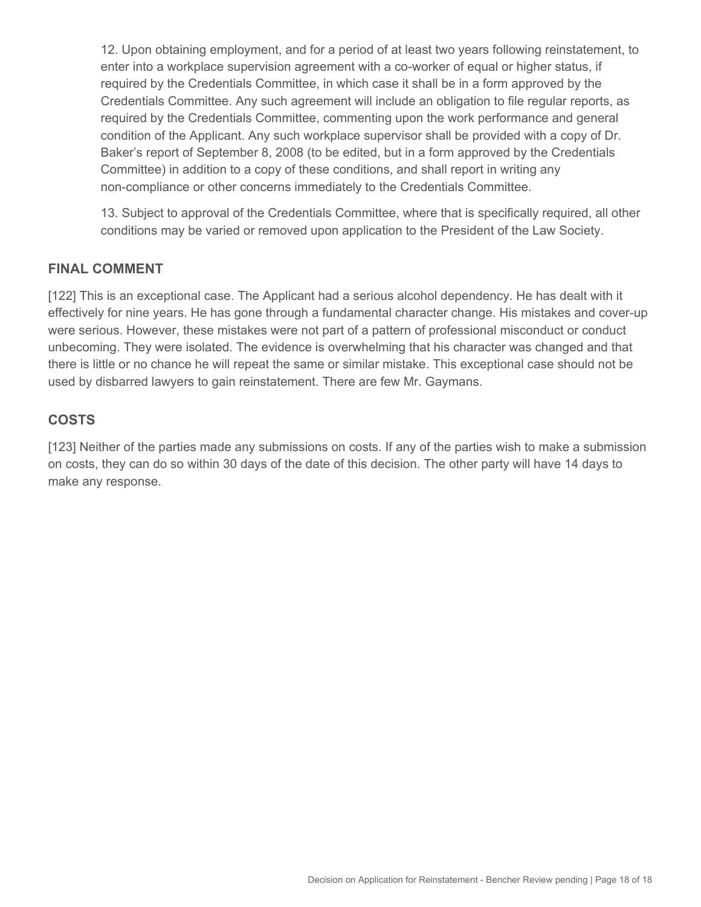12. Upon obtaining employment, and for a period of at least two years following reinstatement, to enter into a workplace supervision agreement with a co-worker of equal or higher status, if required by the Credentials Committee, in which case it shall be in a form approved by the Credentials Committee. Any such agreement will include an obligation to file regular reports, as required by the Credentials Committee, commenting upon the work performance and general condition of the Applicant. Any such workplace supervisor shall be provided with a copy of Dr. Baker's report of September 8, 2008 (to be edited, but in a form approved by the Credentials Committee) in addition to a copy of these conditions, and shall report in writing any non-compliance or other concerns immediately to the Credentials Committee.

13. Subject to approval of the Credentials Committee, where that is specifically required, all other conditions may be varied or removed upon application to the President of the Law Society.

## FINAL COMMENT

[122] This is an exceptional case. The Applicant had a serious alcohol dependency. He has dealt with it effectively for nine years. He has gone through a fundamental character change. His mistakes and cover-up were serious. However, these mistakes were not part of a pattern of professional misconduct or conduct unbecoming. They were isolated. The evidence is overwhelming that his character was changed and that there is little or no chance he will repeat the same or similar mistake. This exceptional case should not be used by disbarred lawyers to gain reinstatement. There are few Mr. Gaymans.

## COSTS

[123] Neither of the parties made any submissions on costs. If any of the parties wish to make a submission on costs, they can do so within 30 days of the date of this decision. The other party will have 14 days to make any response.